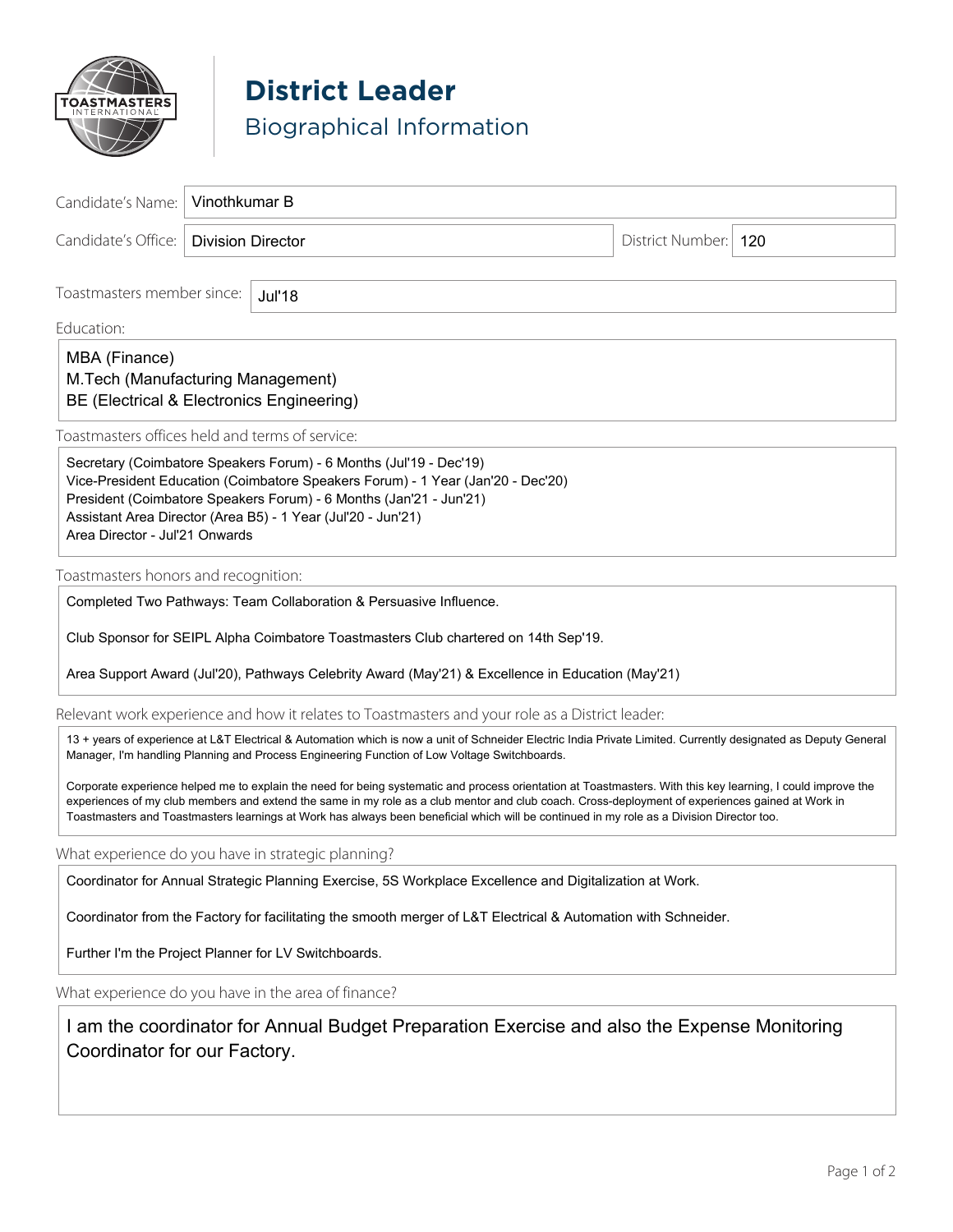# District Leader

## Biographical Information

**Candidate's Name:** Vinothkumar B

**Candidate's Office:** Division Director

**District Number:** 120

**Toastmasters member since:** Jul'18

**Education:**

MBA (Finance)
M.Tech (Manufacturing Management)
BE (Electrical & Electronics Engineering)

**Toastmasters offices held and terms of service:**

Secretary (Coimbatore Speakers Forum) - 6 Months (Jul'19 - Dec'19)
Vice-President Education (Coimbatore Speakers Forum) - 1 Year (Jan'20 - Dec'20)
President (Coimbatore Speakers Forum) - 6 Months (Jan'21 - Jun'21)
Assistant Area Director (Area B5) - 1 Year (Jul'20 - Jun'21)
Area Director - Jul'21 Onwards

**Toastmasters honors and recognition:**

Completed Two Pathways: Team Collaboration & Persuasive Influence.

Club Sponsor for SEIPL Alpha Coimbatore Toastmasters Club chartered on 14th Sep'19.

Area Support Award (Jul'20), Pathways Celebrity Award (May'21) & Excellence in Education (May'21)

**Relevant work experience and how it relates to Toastmasters and your role as a District leader:**

13 + years of experience at L&T Electrical & Automation which is now a unit of Schneider Electric India Private Limited. Currently designated as Deputy General Manager, I'm handling Planning and Process Engineering Function of Low Voltage Switchboards.

Corporate experience helped me to explain the need for being systematic and process orientation at Toastmasters. With this key learning, I could improve the experiences of my club members and extend the same in my role as a club mentor and club coach. Cross-deployment of experiences gained at Work in Toastmasters and Toastmasters learnings at Work has always been beneficial which will be continued in my role as a Division Director too.

**What experience do you have in strategic planning?**

Coordinator for Annual Strategic Planning Exercise, 5S Workplace Excellence and Digitalization at Work.

Coordinator from the Factory for facilitating the smooth merger of L&T Electrical & Automation with Schneider.

Further I'm the Project Planner for LV Switchboards.

**What experience do you have in the area of finance?**

I am the coordinator for Annual Budget Preparation Exercise and also the Expense Monitoring Coordinator for our Factory.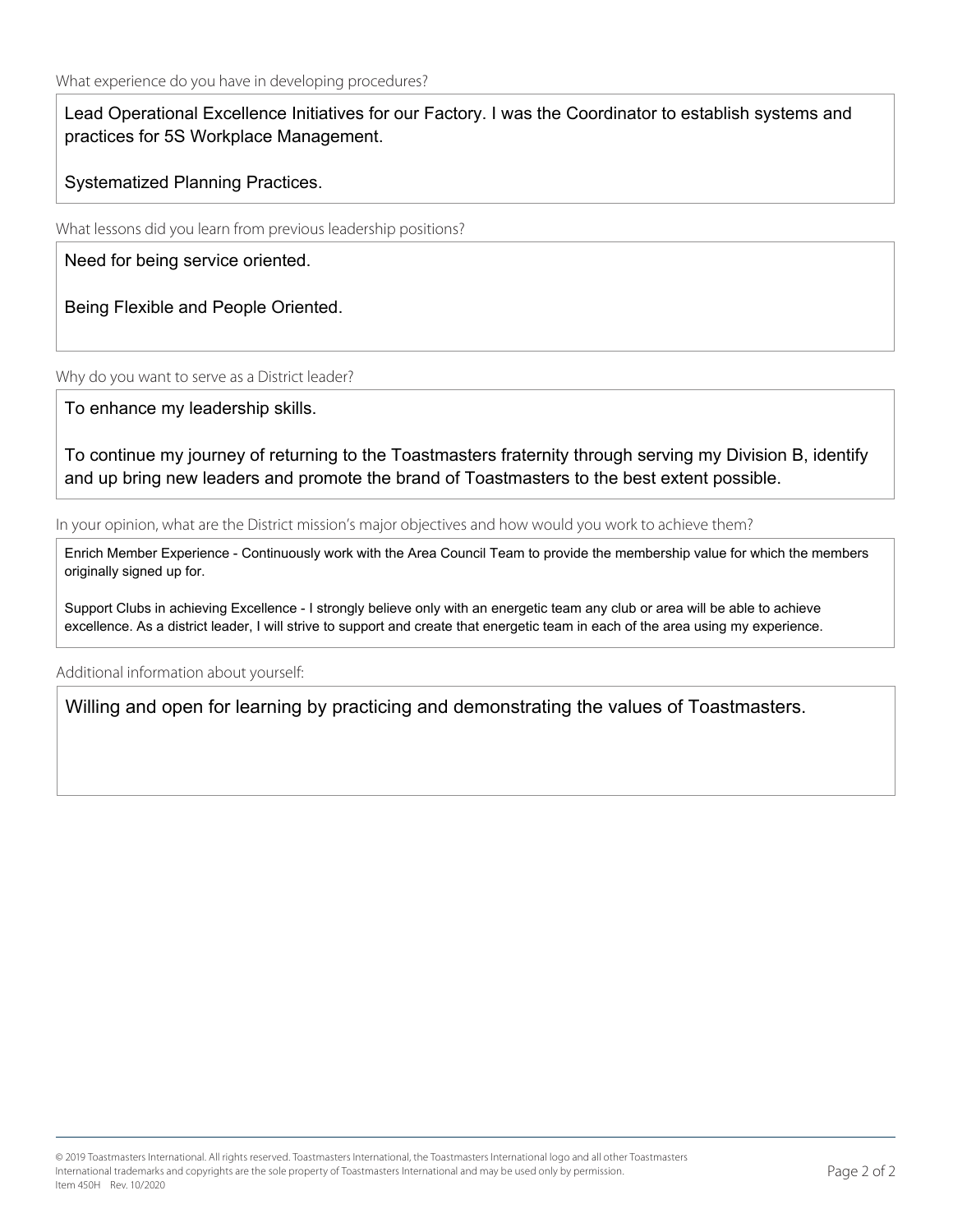What experience do you have in developing procedures?

Lead Operational Excellence Initiatives for our Factory. I was the Coordinator to establish systems and practices for 5S Workplace Management.

Systematized Planning Practices.

What lessons did you learn from previous leadership positions?

Need for being service oriented.

Being Flexible and People Oriented.

Why do you want to serve as a District leader?

To enhance my leadership skills.

To continue my journey of returning to the Toastmasters fraternity through serving my Division B, identify and up bring new leaders and promote the brand of Toastmasters to the best extent possible.

In your opinion, what are the District mission's major objectives and how would you work to achieve them?

Enrich Member Experience - Continuously work with the Area Council Team to provide the membership value for which the members originally signed up for.

Support Clubs in achieving Excellence - I strongly believe only with an energetic team any club or area will be able to achieve excellence. As a district leader, I will strive to support and create that energetic team in each of the area using my experience.

Additional information about yourself:

Willing and open for learning by practicing and demonstrating the values of Toastmasters.

© 2019 Toastmasters International. All rights reserved. Toastmasters International, the Toastmasters International logo and all other Toastmasters International trademarks and copyrights are the sole property of Toastmasters International and may be used only by permission.
Item 450H Rev. 10/2020